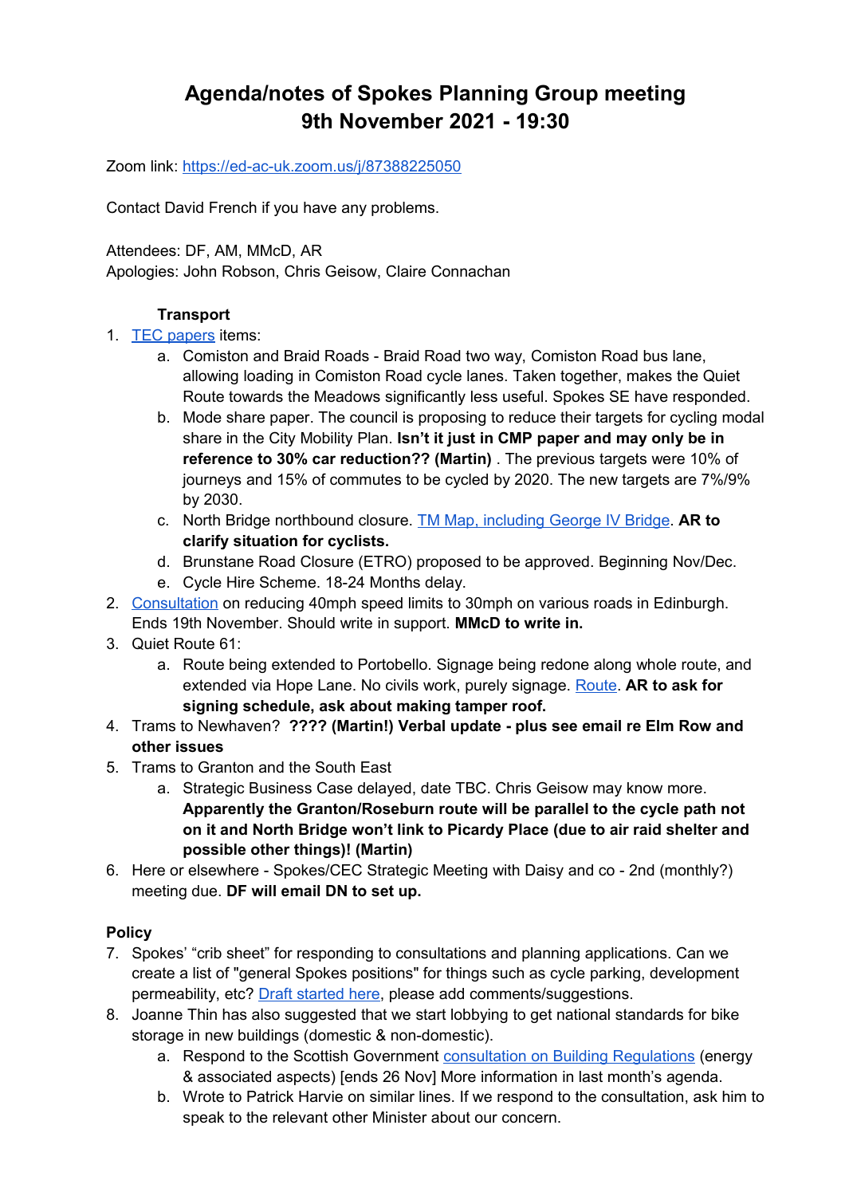# Agenda/notes of Spokes Planning Group meeting
# 9th November 2021 - 19:30

Zoom link: [https://ed-ac-uk.zoom.us/j/87388225050](https://ed-ac-uk.zoom.us/j/87388225050)

Contact David French if you have any problems.

Attendees: DF, AM, MMcD, AR
Apologies: John Robson, Chris Geisow, Claire Connachan

### Transport

1. TEC papers items:
   a. Comiston and Braid Roads - Braid Road two way, Comiston Road bus lane, allowing loading in Comiston Road cycle lanes. Taken together, makes the Quiet Route towards the Meadows significantly less useful. Spokes SE have responded.
   b. Mode share paper. The council is proposing to reduce their targets for cycling modal share in the City Mobility Plan. **Isn't it just in CMP paper and may only be in reference to 30% car reduction?? (Martin)** . The previous targets were 10% of journeys and 15% of commutes to be cycled by 2020. The new targets are 7%/9% by 2030.
   c. North Bridge northbound closure. TM Map, including George IV Bridge. **AR to clarify situation for cyclists.**
   d. Brunstane Road Closure (ETRO) proposed to be approved. Beginning Nov/Dec.
   e. Cycle Hire Scheme. 18-24 Months delay.
2. Consultation on reducing 40mph speed limits to 30mph on various roads in Edinburgh. Ends 19th November. Should write in support. **MMcD to write in.**
3. Quiet Route 61:
   a. Route being extended to Portobello. Signage being redone along whole route, and extended via Hope Lane. No civils work, purely signage. Route. **AR to ask for signing schedule, ask about making tamper roof.**
4. Trams to Newhaven? **???? (Martin!) Verbal update - plus see email re Elm Row and other issues**
5. Trams to Granton and the South East
   a. Strategic Business Case delayed, date TBC. Chris Geisow may know more. **Apparently the Granton/Roseburn route will be parallel to the cycle path not on it and North Bridge won't link to Picardy Place (due to air raid shelter and possible other things)! (Martin)**
6. Here or elsewhere - Spokes/CEC Strategic Meeting with Daisy and co - 2nd (monthly?) meeting due. **DF will email DN to set up.**

### Policy

7. Spokes' "crib sheet" for responding to consultations and planning applications. Can we create a list of "general Spokes positions" for things such as cycle parking, development permeability, etc? Draft started here, please add comments/suggestions.
8. Joanne Thin has also suggested that we start lobbying to get national standards for bike storage in new buildings (domestic & non-domestic).
   a. Respond to the Scottish Government consultation on Building Regulations (energy & associated aspects) [ends 26 Nov] More information in last month's agenda.
   b. Wrote to Patrick Harvie on similar lines. If we respond to the consultation, ask him to speak to the relevant other Minister about our concern.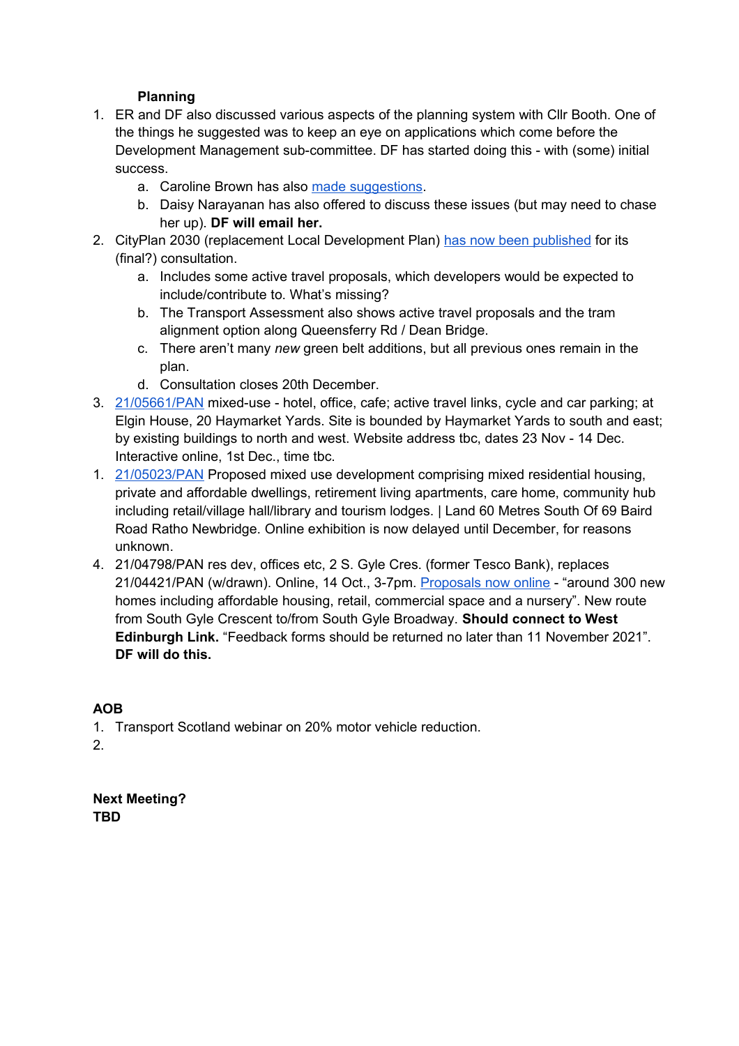**Planning**

1. ER and DF also discussed various aspects of the planning system with Cllr Booth. One of the things he suggested was to keep an eye on applications which come before the Development Management sub-committee. DF has started doing this - with (some) initial success.
    a. Caroline Brown has also made suggestions.
    b. Daisy Narayanan has also offered to discuss these issues (but may need to chase her up). **DF will email her.**
2. CityPlan 2030 (replacement Local Development Plan) has now been published for its (final?) consultation.
    a. Includes some active travel proposals, which developers would be expected to include/contribute to. What's missing?
    b. The Transport Assessment also shows active travel proposals and the tram alignment option along Queensferry Rd / Dean Bridge.
    c. There aren't many *new* green belt additions, but all previous ones remain in the plan.
    d. Consultation closes 20th December.
3. 21/05661/PAN mixed-use - hotel, office, cafe; active travel links, cycle and car parking; at Elgin House, 20 Haymarket Yards. Site is bounded by Haymarket Yards to south and east; by existing buildings to north and west. Website address tbc, dates 23 Nov - 14 Dec. Interactive online, 1st Dec., time tbc.
1. 21/05023/PAN Proposed mixed use development comprising mixed residential housing, private and affordable dwellings, retirement living apartments, care home, community hub including retail/village hall/library and tourism lodges. | Land 60 Metres South Of 69 Baird Road Ratho Newbridge. Online exhibition is now delayed until December, for reasons unknown.
4. 21/04798/PAN res dev, offices etc, 2 S. Gyle Cres. (former Tesco Bank), replaces 21/04421/PAN (w/drawn). Online, 14 Oct., 3-7pm. Proposals now online - "around 300 new homes including affordable housing, retail, commercial space and a nursery". New route from South Gyle Crescent to/from South Gyle Broadway. **Should connect to West Edinburgh Link.** "Feedback forms should be returned no later than 11 November 2021". **DF will do this.**

**AOB**

1. Transport Scotland webinar on 20% motor vehicle reduction.
2. 

**Next Meeting?**
**TBD**